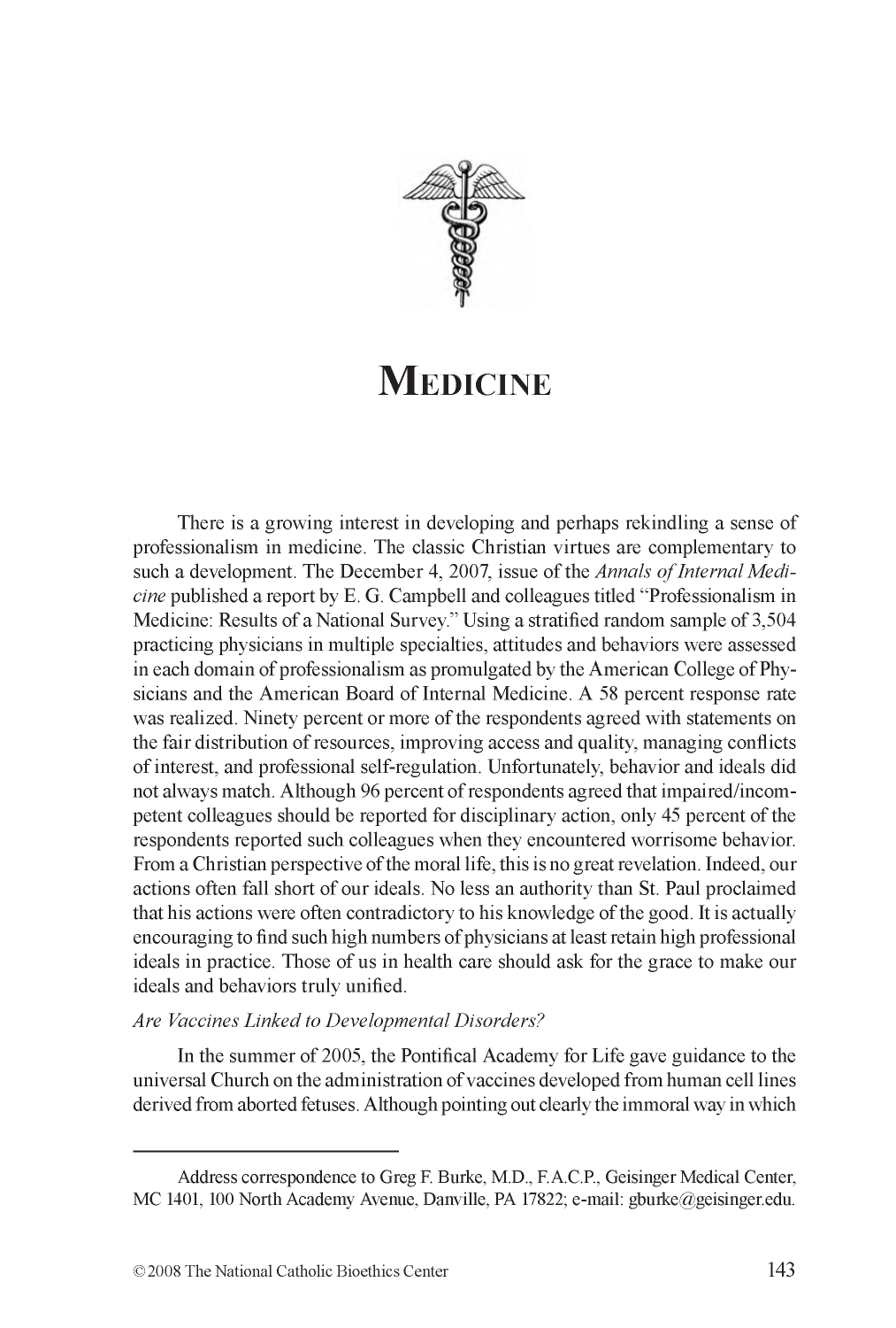# Medicine

There is a growing interest in developing and perhaps rekindling a sense of professionalism in medicine. The classic Christian virtues are complementary to such a development. The December 4, 2007, issue of the *Annals of Internal Medicine* published a report by E. G. Campbell and colleagues titled "Professionalism in Medicine: Results of a National Survey." Using a stratified random sample of 3,504 practicing physicians in multiple specialties, attitudes and behaviors were assessed in each domain of professionalism as promulgated by the American College of Physicians and the American Board of Internal Medicine. A 58 percent response rate was realized. Ninety percent or more of the respondents agreed with statements on the fair distribution of resources, improving access and quality, managing conflicts of interest, and professional self-regulation. Unfortunately, behavior and ideals did not always match. Although 96 percent of respondents agreed that impaired/incompetent colleagues should be reported for disciplinary action, only 45 percent of the respondents reported such colleagues when they encountered worrisome behavior. From a Christian perspective of the moral life, this is no great revelation. Indeed, our actions often fall short of our ideals. No less an authority than St. Paul proclaimed that his actions were often contradictory to his knowledge of the good. It is actually encouraging to find such high numbers of physicians at least retain high professional ideals in practice. Those of us in health care should ask for the grace to make our ideals and behaviors truly unified.

*Are Vaccines Linked to Developmental Disorders?*

In the summer of 2005, the Pontifical Academy for Life gave guidance to the universal Church on the administration of vaccines developed from human cell lines derived from aborted fetuses. Although pointing out clearly the immoral way in which

---

Address correspondence to Greg F. Burke, M.D., F.A.C.P., Geisinger Medical Center, MC 1401, 100 North Academy Avenue, Danville, PA 17822; e-mail: gburke@geisinger.edu.

© 2008 The National Catholic Bioethics Center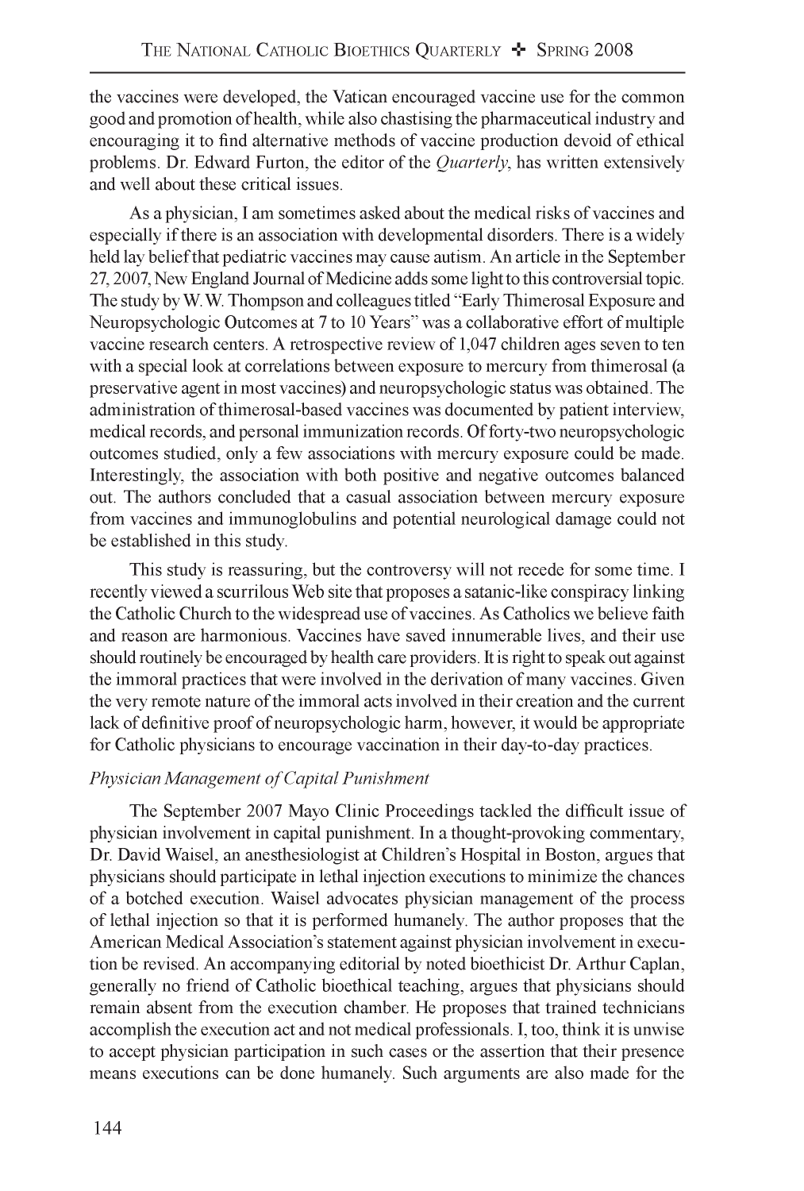the vaccines were developed, the Vatican encouraged vaccine use for the common good and promotion of health, while also chastising the pharmaceutical industry and encouraging it to find alternative methods of vaccine production devoid of ethical problems. Dr. Edward Furton, the editor of the *Quarterly*, has written extensively and well about these critical issues.

As a physician, I am sometimes asked about the medical risks of vaccines and especially if there is an association with developmental disorders. There is a widely held lay belief that pediatric vaccines may cause autism. An article in the September 27, 2007, New England Journal of Medicine adds some light to this controversial topic. The study by W. W. Thompson and colleagues titled "Early Thimerosal Exposure and Neuropsychologic Outcomes at 7 to 10 Years" was a collaborative effort of multiple vaccine research centers. A retrospective review of 1,047 children ages seven to ten with a special look at correlations between exposure to mercury from thimerosal (a preservative agent in most vaccines) and neuropsychologic status was obtained. The administration of thimerosal-based vaccines was documented by patient interview, medical records, and personal immunization records. Of forty-two neuropsychologic outcomes studied, only a few associations with mercury exposure could be made. Interestingly, the association with both positive and negative outcomes balanced out. The authors concluded that a casual association between mercury exposure from vaccines and immunoglobulins and potential neurological damage could not be established in this study.

This study is reassuring, but the controversy will not recede for some time. I recently viewed a scurrilous Web site that proposes a satanic-like conspiracy linking the Catholic Church to the widespread use of vaccines. As Catholics we believe faith and reason are harmonious. Vaccines have saved innumerable lives, and their use should routinely be encouraged by health care providers. It is right to speak out against the immoral practices that were involved in the derivation of many vaccines. Given the very remote nature of the immoral acts involved in their creation and the current lack of definitive proof of neuropsychologic harm, however, it would be appropriate for Catholic physicians to encourage vaccination in their day-to-day practices.

*Physician Management of Capital Punishment*

The September 2007 Mayo Clinic Proceedings tackled the difficult issue of physician involvement in capital punishment. In a thought-provoking commentary, Dr. David Waisel, an anesthesiologist at Children's Hospital in Boston, argues that physicians should participate in lethal injection executions to minimize the chances of a botched execution. Waisel advocates physician management of the process of lethal injection so that it is performed humanely. The author proposes that the American Medical Association's statement against physician involvement in execution be revised. An accompanying editorial by noted bioethicist Dr. Arthur Caplan, generally no friend of Catholic bioethical teaching, argues that physicians should remain absent from the execution chamber. He proposes that trained technicians accomplish the execution act and not medical professionals. I, too, think it is unwise to accept physician participation in such cases or the assertion that their presence means executions can be done humanely. Such arguments are also made for the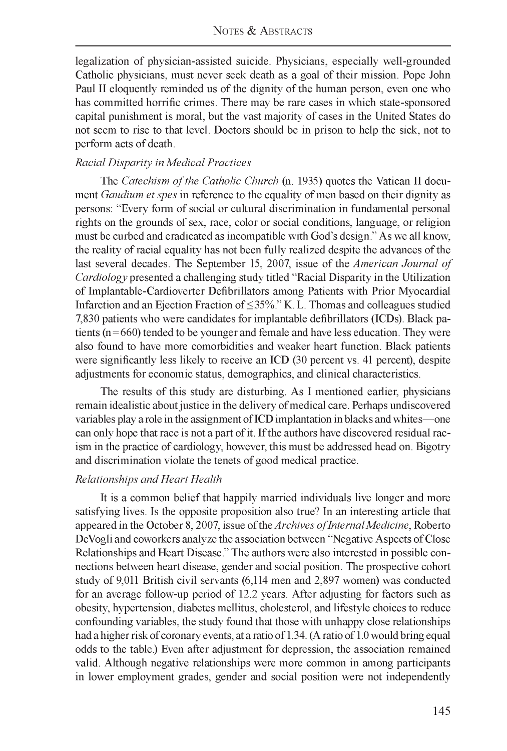legalization of physician-assisted suicide. Physicians, especially well-grounded Catholic physicians, must never seek death as a goal of their mission. Pope John Paul II eloquently reminded us of the dignity of the human person, even one who has committed horrific crimes. There may be rare cases in which state-sponsored capital punishment is moral, but the vast majority of cases in the United States do not seem to rise to that level. Doctors should be in prison to help the sick, not to perform acts of death.

*Racial Disparity in Medical Practices*

The *Catechism of the Catholic Church* (n. 1935) quotes the Vatican II document *Gaudium et spes* in reference to the equality of men based on their dignity as persons: "Every form of social or cultural discrimination in fundamental personal rights on the grounds of sex, race, color or social conditions, language, or religion must be curbed and eradicated as incompatible with God's design." As we all know, the reality of racial equality has not been fully realized despite the advances of the last several decades. The September 15, 2007, issue of the *American Journal of Cardiology* presented a challenging study titled "Racial Disparity in the Utilization of Implantable-Cardioverter Defibrillators among Patients with Prior Myocardial Infarction and an Ejection Fraction of ≤35%." K. L. Thomas and colleagues studied 7,830 patients who were candidates for implantable defibrillators (ICDs). Black patients (n = 660) tended to be younger and female and have less education. They were also found to have more comorbidities and weaker heart function. Black patients were significantly less likely to receive an ICD (30 percent vs. 41 percent), despite adjustments for economic status, demographics, and clinical characteristics.

The results of this study are disturbing. As I mentioned earlier, physicians remain idealistic about justice in the delivery of medical care. Perhaps undiscovered variables play a role in the assignment of ICD implantation in blacks and whites—one can only hope that race is not a part of it. If the authors have discovered residual racism in the practice of cardiology, however, this must be addressed head on. Bigotry and discrimination violate the tenets of good medical practice.

*Relationships and Heart Health*

It is a common belief that happily married individuals live longer and more satisfying lives. Is the opposite proposition also true? In an interesting article that appeared in the October 8, 2007, issue of the *Archives of Internal Medicine*, Roberto DeVogli and coworkers analyze the association between "Negative Aspects of Close Relationships and Heart Disease." The authors were also interested in possible connections between heart disease, gender and social position. The prospective cohort study of 9,011 British civil servants (6,114 men and 2,897 women) was conducted for an average follow-up period of 12.2 years. After adjusting for factors such as obesity, hypertension, diabetes mellitus, cholesterol, and lifestyle choices to reduce confounding variables, the study found that those with unhappy close relationships had a higher risk of coronary events, at a ratio of 1.34. (A ratio of 1.0 would bring equal odds to the table.) Even after adjustment for depression, the association remained valid. Although negative relationships were more common in among participants in lower employment grades, gender and social position were not independently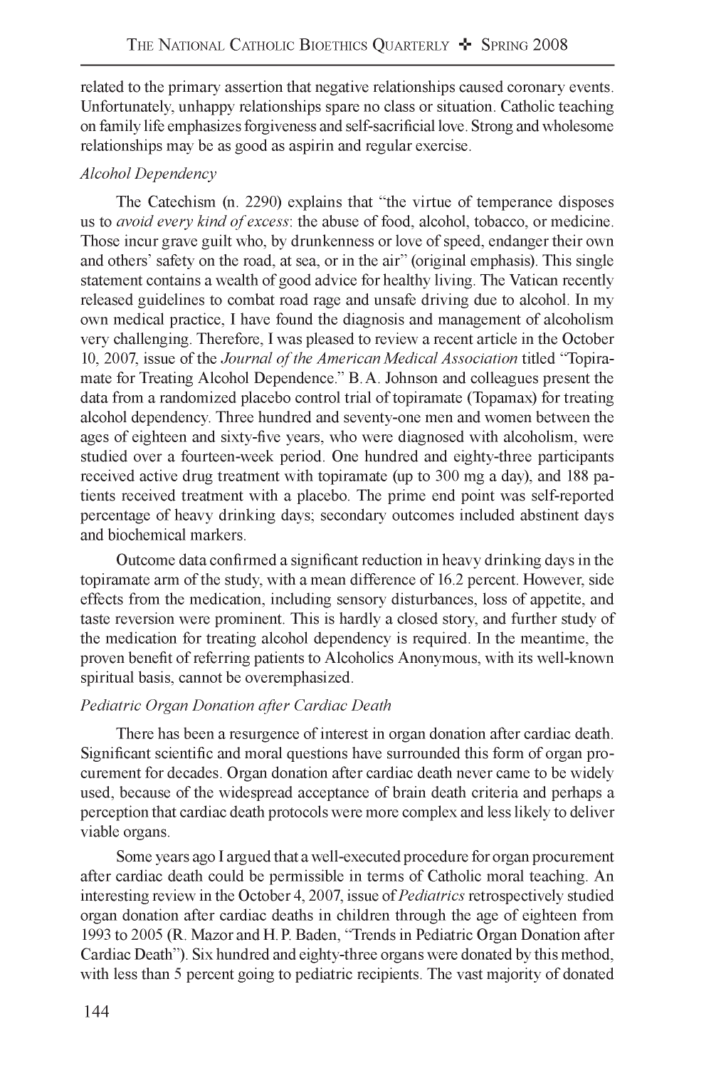related to the primary assertion that negative relationships caused coronary events. Unfortunately, unhappy relationships spare no class or situation. Catholic teaching on family life emphasizes forgiveness and self-sacrificial love. Strong and wholesome relationships may be as good as aspirin and regular exercise.

### *Alcohol Dependency*

The Catechism (n. 2290) explains that "the virtue of temperance disposes us to *avoid every kind of excess*: the abuse of food, alcohol, tobacco, or medicine. Those incur grave guilt who, by drunkenness or love of speed, endanger their own and others' safety on the road, at sea, or in the air" (original emphasis). This single statement contains a wealth of good advice for healthy living. The Vatican recently released guidelines to combat road rage and unsafe driving due to alcohol. In my own medical practice, I have found the diagnosis and management of alcoholism very challenging. Therefore, I was pleased to review a recent article in the October 10, 2007, issue of the *Journal of the American Medical Association* titled "Topiramate for Treating Alcohol Dependence." B. A. Johnson and colleagues present the data from a randomized placebo control trial of topiramate (Topamax) for treating alcohol dependency. Three hundred and seventy-one men and women between the ages of eighteen and sixty-five years, who were diagnosed with alcoholism, were studied over a fourteen-week period. One hundred and eighty-three participants received active drug treatment with topiramate (up to 300 mg a day), and 188 patients received treatment with a placebo. The prime end point was self-reported percentage of heavy drinking days; secondary outcomes included abstinent days and biochemical markers.

Outcome data confirmed a significant reduction in heavy drinking days in the topiramate arm of the study, with a mean difference of 16.2 percent. However, side effects from the medication, including sensory disturbances, loss of appetite, and taste reversion were prominent. This is hardly a closed story, and further study of the medication for treating alcohol dependency is required. In the meantime, the proven benefit of referring patients to Alcoholics Anonymous, with its well-known spiritual basis, cannot be overemphasized.

### *Pediatric Organ Donation after Cardiac Death*

There has been a resurgence of interest in organ donation after cardiac death. Significant scientific and moral questions have surrounded this form of organ procurement for decades. Organ donation after cardiac death never came to be widely used, because of the widespread acceptance of brain death criteria and perhaps a perception that cardiac death protocols were more complex and less likely to deliver viable organs.

Some years ago I argued that a well-executed procedure for organ procurement after cardiac death could be permissible in terms of Catholic moral teaching. An interesting review in the October 4, 2007, issue of *Pediatrics* retrospectively studied organ donation after cardiac deaths in children through the age of eighteen from 1993 to 2005 (R. Mazor and H. P. Baden, "Trends in Pediatric Organ Donation after Cardiac Death"). Six hundred and eighty-three organs were donated by this method, with less than 5 percent going to pediatric recipients. The vast majority of donated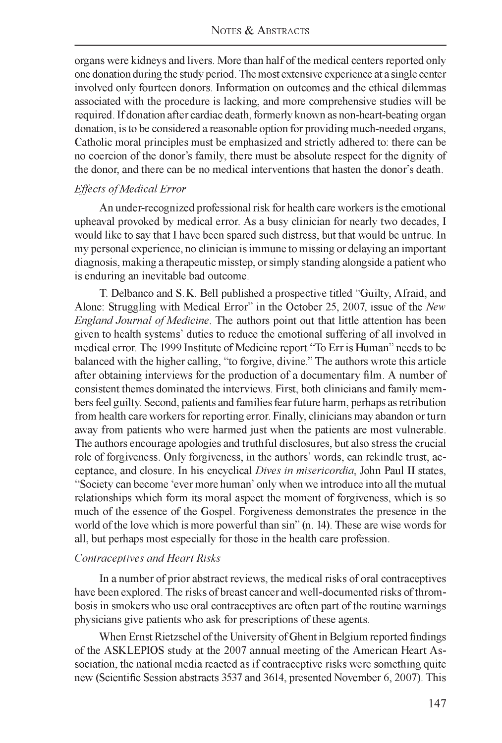organs were kidneys and livers. More than half of the medical centers reported only one donation during the study period. The most extensive experience at a single center involved only fourteen donors. Information on outcomes and the ethical dilemmas associated with the procedure is lacking, and more comprehensive studies will be required. If donation after cardiac death, formerly known as non-heart-beating organ donation, is to be considered a reasonable option for providing much-needed organs, Catholic moral principles must be emphasized and strictly adhered to: there can be no coercion of the donor's family, there must be absolute respect for the dignity of the donor, and there can be no medical interventions that hasten the donor's death.

### *Effects of Medical Error*

An under-recognized professional risk for health care workers is the emotional upheaval provoked by medical error. As a busy clinician for nearly two decades, I would like to say that I have been spared such distress, but that would be untrue. In my personal experience, no clinician is immune to missing or delaying an important diagnosis, making a therapeutic misstep, or simply standing alongside a patient who is enduring an inevitable bad outcome.

T. Delbanco and S.K. Bell published a prospective titled "Guilty, Afraid, and Alone: Struggling with Medical Error" in the October 25, 2007, issue of the *New England Journal of Medicine*. The authors point out that little attention has been given to health systems' duties to reduce the emotional suffering of all involved in medical error. The 1999 Institute of Medicine report "To Err is Human" needs to be balanced with the higher calling, "to forgive, divine." The authors wrote this article after obtaining interviews for the production of a documentary film. A number of consistent themes dominated the interviews. First, both clinicians and family members feel guilty. Second, patients and families fear future harm, perhaps as retribution from health care workers for reporting error. Finally, clinicians may abandon or turn away from patients who were harmed just when the patients are most vulnerable. The authors encourage apologies and truthful disclosures, but also stress the crucial role of forgiveness. Only forgiveness, in the authors' words, can rekindle trust, acceptance, and closure. In his encyclical *Dives in misericordia*, John Paul II states, "Society can become 'ever more human' only when we introduce into all the mutual relationships which form its moral aspect the moment of forgiveness, which is so much of the essence of the Gospel. Forgiveness demonstrates the presence in the world of the love which is more powerful than sin" (n. 14). These are wise words for all, but perhaps most especially for those in the health care profession.

### *Contraceptives and Heart Risks*

In a number of prior abstract reviews, the medical risks of oral contraceptives have been explored. The risks of breast cancer and well-documented risks of thrombosis in smokers who use oral contraceptives are often part of the routine warnings physicians give patients who ask for prescriptions of these agents.

When Ernst Rietzschel of the University of Ghent in Belgium reported findings of the ASKLEPIOS study at the 2007 annual meeting of the American Heart Association, the national media reacted as if contraceptive risks were something quite new (Scientific Session abstracts 3537 and 3614, presented November 6, 2007). This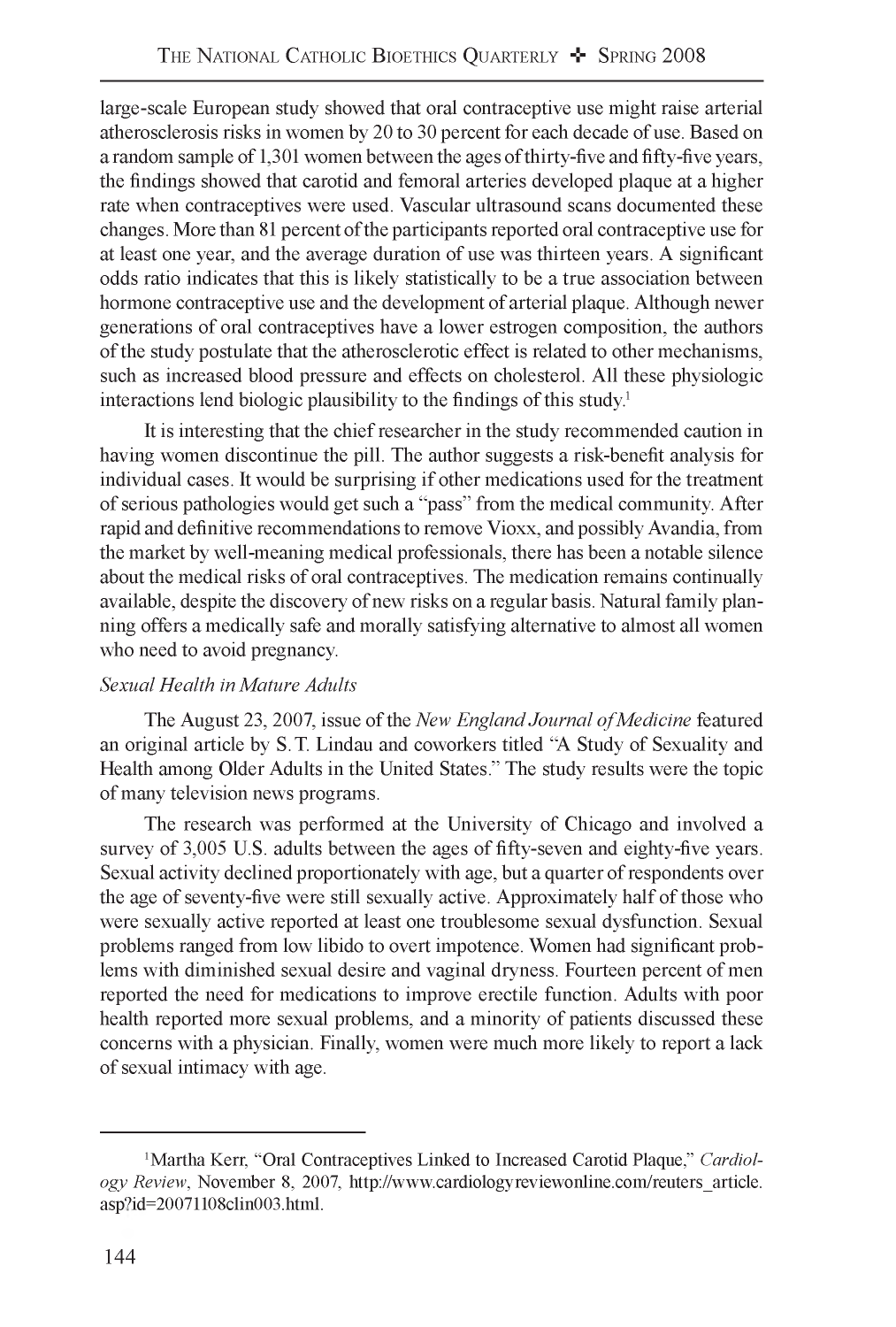large-scale European study showed that oral contraceptive use might raise arterial atherosclerosis risks in women by 20 to 30 percent for each decade of use. Based on a random sample of 1,301 women between the ages of thirty-five and fifty-five years, the findings showed that carotid and femoral arteries developed plaque at a higher rate when contraceptives were used. Vascular ultrasound scans documented these changes. More than 81 percent of the participants reported oral contraceptive use for at least one year, and the average duration of use was thirteen years. A significant odds ratio indicates that this is likely statistically to be a true association between hormone contraceptive use and the development of arterial plaque. Although newer generations of oral contraceptives have a lower estrogen composition, the authors of the study postulate that the atherosclerotic effect is related to other mechanisms, such as increased blood pressure and effects on cholesterol. All these physiologic interactions lend biologic plausibility to the findings of this study.[1]

It is interesting that the chief researcher in the study recommended caution in having women discontinue the pill. The author suggests a risk-benefit analysis for individual cases. It would be surprising if other medications used for the treatment of serious pathologies would get such a "pass" from the medical community. After rapid and definitive recommendations to remove Vioxx, and possibly Avandia, from the market by well-meaning medical professionals, there has been a notable silence about the medical risks of oral contraceptives. The medication remains continually available, despite the discovery of new risks on a regular basis. Natural family planning offers a medically safe and morally satisfying alternative to almost all women who need to avoid pregnancy.

*Sexual Health in Mature Adults*

The August 23, 2007, issue of the *New England Journal of Medicine* featured an original article by S. T. Lindau and coworkers titled "A Study of Sexuality and Health among Older Adults in the United States." The study results were the topic of many television news programs.

The research was performed at the University of Chicago and involved a survey of 3,005 U.S. adults between the ages of fifty-seven and eighty-five years. Sexual activity declined proportionately with age, but a quarter of respondents over the age of seventy-five were still sexually active. Approximately half of those who were sexually active reported at least one troublesome sexual dysfunction. Sexual problems ranged from low libido to overt impotence. Women had significant problems with diminished sexual desire and vaginal dryness. Fourteen percent of men reported the need for medications to improve erectile function. Adults with poor health reported more sexual problems, and a minority of patients discussed these concerns with a physician. Finally, women were much more likely to report a lack of sexual intimacy with age.

---

[1] Martha Kerr, "Oral Contraceptives Linked to Increased Carotid Plaque," *Cardiology Review*, November 8, 2007, http://www.cardiologyreviewonline.com/reuters_article.asp?id=20071108clin003.html.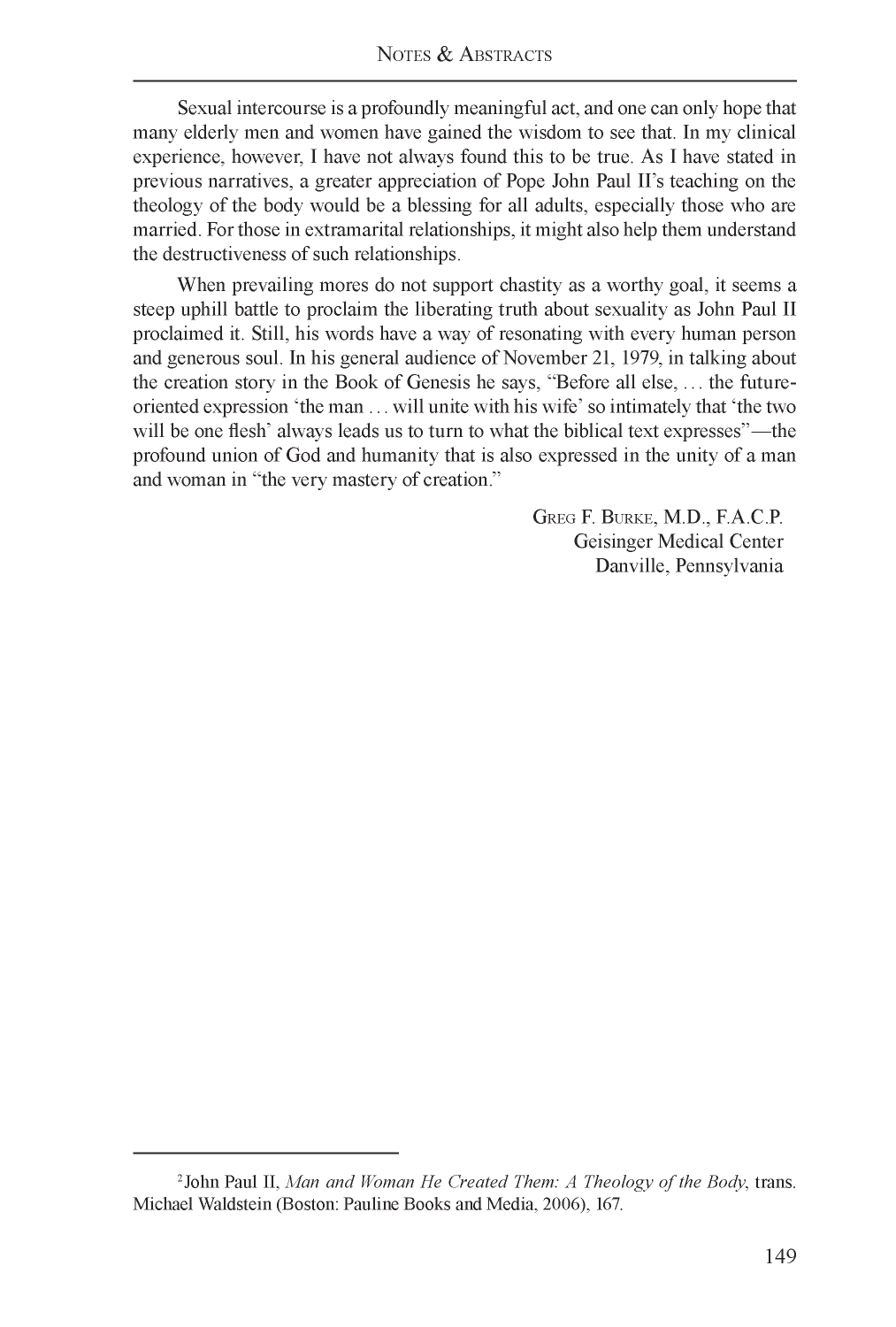Sexual intercourse is a profoundly meaningful act, and one can only hope that many elderly men and women have gained the wisdom to see that. In my clinical experience, however, I have not always found this to be true. As I have stated in previous narratives, a greater appreciation of Pope John Paul II's teaching on the theology of the body would be a blessing for all adults, especially those who are married. For those in extramarital relationships, it might also help them understand the destructiveness of such relationships.

When prevailing mores do not support chastity as a worthy goal, it seems a steep uphill battle to proclaim the liberating truth about sexuality as John Paul II proclaimed it. Still, his words have a way of resonating with every human person and generous soul. In his general audience of November 21, 1979, in talking about the creation story in the Book of Genesis he says, "Before all else, … the future-oriented expression 'the man … will unite with his wife' so intimately that 'the two will be one flesh' always leads us to turn to what the biblical text expresses"—the profound union of God and humanity that is also expressed in the unity of a man and woman in "the very mastery of creation."

Greg F. Burke, M.D., F.A.C.P.
Geisinger Medical Center
Danville, Pennsylvania

---

[2] John Paul II, *Man and Woman He Created Them: A Theology of the Body*, trans. Michael Waldstein (Boston: Pauline Books and Media, 2006), 167.